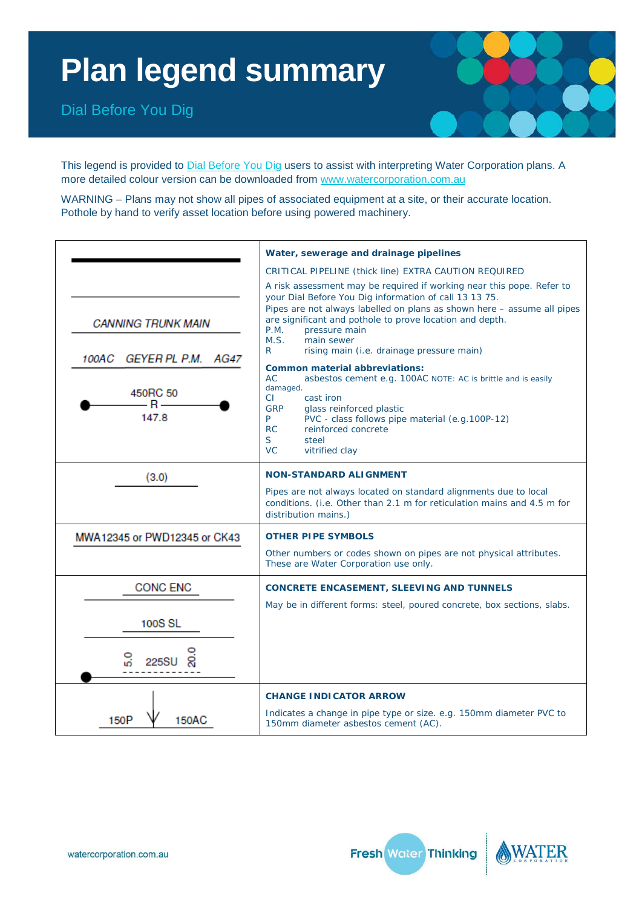# Plan legend summary

## Dial Before You Dig

This legend is provided to Dial Before You Dig users to assist with interpreting Water Corporation plans. A more detailed colour version can be downloaded from www.watercorporation.com.au

WARNING – Plans may not show all pipes of associated equipment at a site, or their accurate location. Pothole by hand to verify asset location before using powered machinery.

| Symbol | Description |
|---|---|
| CANNING TRUNK MAIN<br>100AC GEYER PL P.M. AG47<br>450RC 50 R 147.8 | **Water, sewerage and drainage pipelines**<br>CRITICAL PIPELINE (thick line) EXTRA CAUTION REQUIRED<br>A risk assessment may be required if working near this pope. Refer to your Dial Before You Dig information of call 13 13 75.<br>Pipes are not always labelled on plans as shown here – assume all pipes are significant and pothole to prove location and depth.<br>P.M. pressure main<br>M.S. main sewer<br>R rising main (i.e. drainage pressure main)<br>**Common material abbreviations:**<br>AC asbestos cement e.g. 100AC NOTE: AC is brittle and is easily damaged.<br>CI cast iron<br>GRP glass reinforced plastic<br>P PVC - class follows pipe material (e.g.100P-12)<br>RC reinforced concrete<br>S steel<br>VC vitrified clay |
| (3.0) | **NON-STANDARD ALIGNMENT**<br>Pipes are not always located on standard alignments due to local conditions. (i.e. Other than 2.1 m for reticulation mains and 4.5 m for distribution mains.) |
| MWA12345 or PWD12345 or CK43 | **OTHER PIPE SYMBOLS**<br>Other numbers or codes shown on pipes are not physical attributes. These are Water Corporation use only. |
| CONC ENC<br>100S SL<br>5.0 225SU 20.0 | **CONCRETE ENCASEMENT, SLEEVING AND TUNNELS**<br>May be in different forms: steel, poured concrete, box sections, slabs. |
| 150P ↓ 150AC | **CHANGE INDICATOR ARROW**<br>Indicates a change in pipe type or size. e.g. 150mm diameter PVC to 150mm diameter asbestos cement (AC). |

watercorporation.com.au

Fresh Water Thinking

WATER CORPORATION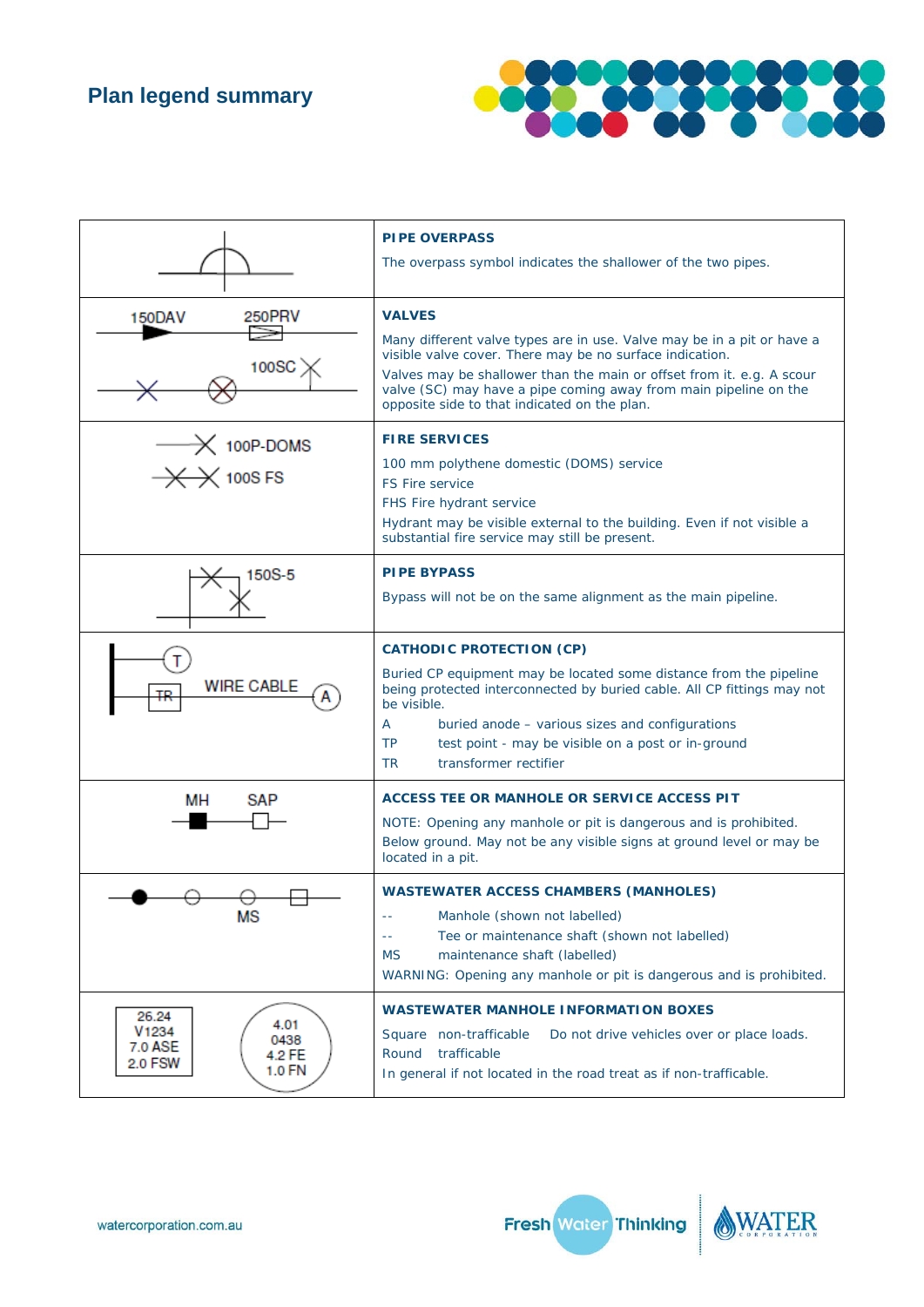# Plan legend summary

| Symbol | Description |
|---|---|
| | **PIPE OVERPASS**<br>The overpass symbol indicates the shallower of the two pipes. |
| 150DAV 250PRV 100SC | **VALVES**<br>Many different valve types are in use. Valve may be in a pit or have a visible valve cover. There may be no surface indication.<br>Valves may be shallower than the main or offset from it. e.g. A scour valve (SC) may have a pipe coming away from main pipeline on the opposite side to that indicated on the plan. |
| 100P-DOMS 100S FS | **FIRE SERVICES**<br>100 mm polythene domestic (DOMS) service<br>FS Fire service<br>FHS Fire hydrant service<br>Hydrant may be visible external to the building. Even if not visible a substantial fire service may still be present. |
| 150S-5 | **PIPE BYPASS**<br>Bypass will not be on the same alignment as the main pipeline. |
| T TR WIRE CABLE A | **CATHODIC PROTECTION (CP)**<br>Buried CP equipment may be located some distance from the pipeline being protected interconnected by buried cable. All CP fittings may not be visible.<br>A buried anode – various sizes and configurations<br>TP test point - may be visible on a post or in-ground<br>TR transformer rectifier |
| MH SAP | **ACCESS TEE OR MANHOLE OR SERVICE ACCESS PIT**<br>NOTE: Opening any manhole or pit is dangerous and is prohibited.<br>Below ground. May not be any visible signs at ground level or may be located in a pit. |
| MS | **WASTEWATER ACCESS CHAMBERS (MANHOLES)**<br>-- Manhole (shown not labelled)<br>-- Tee or maintenance shaft (shown not labelled)<br>MS maintenance shaft (labelled)<br>WARNING: Opening any manhole or pit is dangerous and is prohibited. |
| 26.24 V1234 7.0 ASE 2.0 FSW / 4.01 0438 4.2 FE 1.0 FN | **WASTEWATER MANHOLE INFORMATION BOXES**<br>Square non-trafficable Do not drive vehicles over or place loads.<br>Round trafficable<br>In general if not located in the road treat as if non-trafficable. |

watercorporation.com.au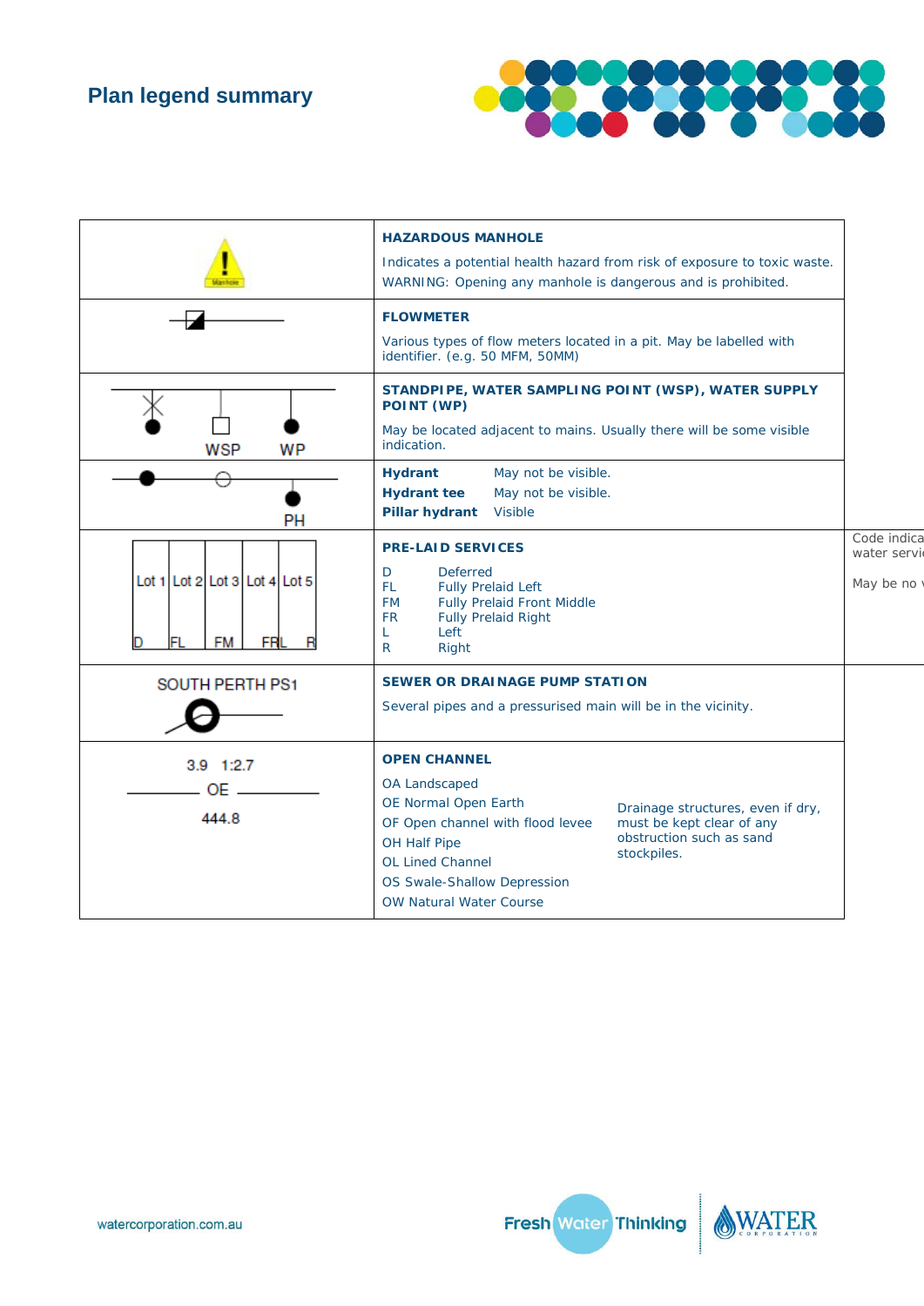# Plan legend summary

| | |
|---|---|
| Manhole | **HAZARDOUS MANHOLE**<br>Indicates a potential health hazard from risk of exposure to toxic waste.<br>WARNING: Opening any manhole is dangerous and is prohibited. |
| | **FLOWMETER**<br>Various types of flow meters located in a pit. May be labelled with identifier. (e.g. 50 MFM, 50MM) |
| WSP WP | **STANDPIPE, WATER SAMPLING POINT (WSP), WATER SUPPLY POINT (WP)**<br>May be located adjacent to mains. Usually there will be some visible indication. |
| PH | **Hydrant** May not be visible.<br>**Hydrant tee** May not be visible.<br>**Pillar hydrant** Visible |
| Lot 1 Lot 2 Lot 3 Lot 4 Lot 5<br>D FL FM FRL R | **PRE-LAID SERVICES**<br>D Deferred<br>FL Fully Prelaid Left<br>FM Fully Prelaid Front Middle<br>FR Fully Prelaid Right<br>L Left<br>R Right |
| SOUTH PERTH PS1 | **SEWER OR DRAINAGE PUMP STATION**<br>Several pipes and a pressurised main will be in the vicinity. |
| 3.9 1:2.7<br>OE<br>444.8 | **OPEN CHANNEL**<br>OA Landscaped<br>OE Normal Open Earth<br>OF Open channel with flood levee<br>OH Half Pipe<br>OL Lined Channel<br>OS Swale-Shallow Depression<br>OW Natural Water Course<br>Drainage structures, even if dry, must be kept clear of any obstruction such as sand stockpiles. |

Code indica
water servi

May be no